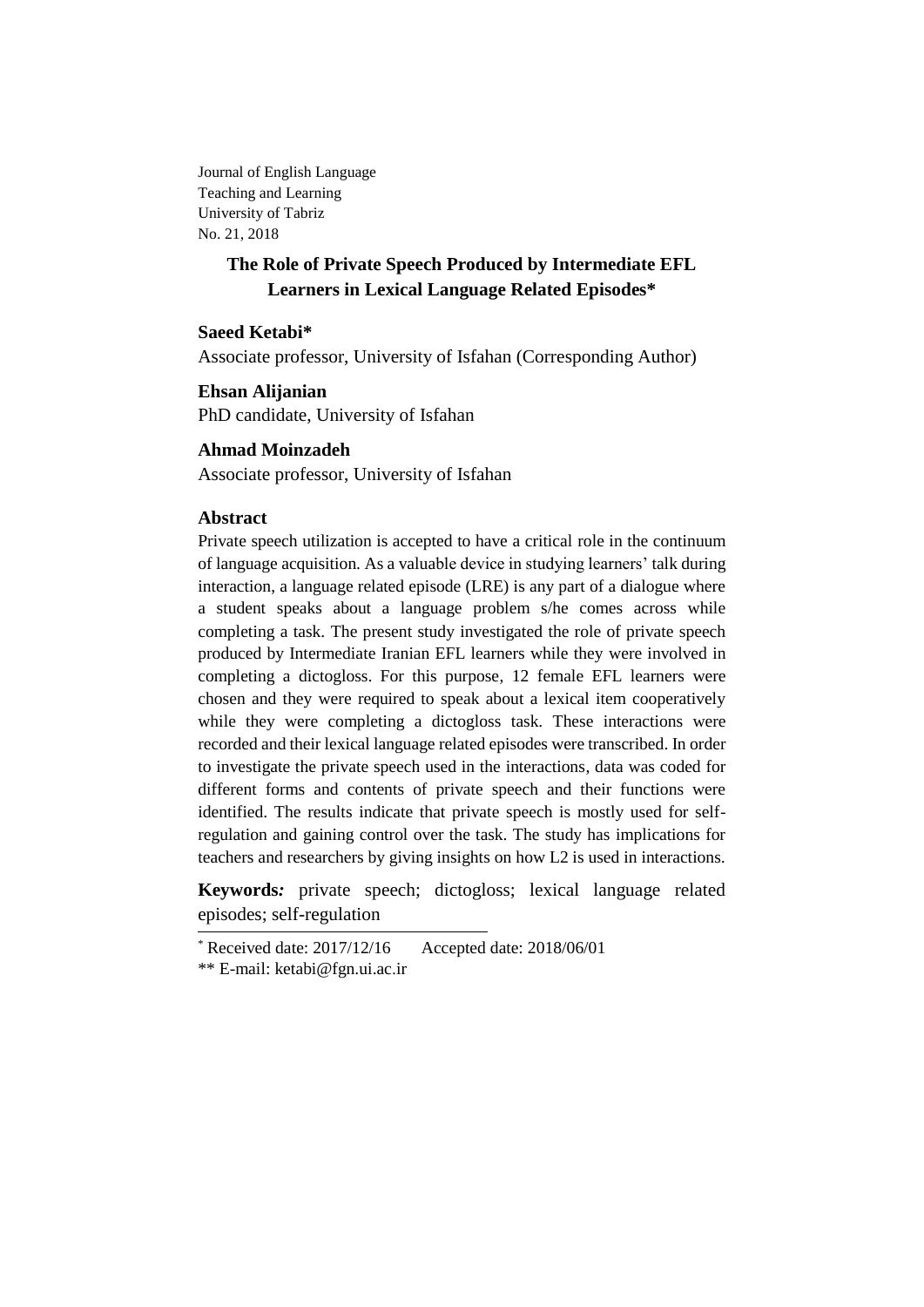Journal of English Language
Teaching and Learning
University of Tabriz
No. 21, 2018

# The Role of Private Speech Produced by Intermediate EFL Learners in Lexical Language Related Episodes*

**Saeed Ketabi****

Associate professor, University of Isfahan (Corresponding Author)

**Ehsan Alijanian**

PhD candidate, University of Isfahan

**Ahmad Moinzadeh**

Associate professor, University of Isfahan

## Abstract

Private speech utilization is accepted to have a critical role in the continuum of language acquisition. As a valuable device in studying learners' talk during interaction, a language related episode (LRE) is any part of a dialogue where a student speaks about a language problem s/he comes across while completing a task. The present study investigated the role of private speech produced by Intermediate Iranian EFL learners while they were involved in completing a dictogloss. For this purpose, 12 female EFL learners were chosen and they were required to speak about a lexical item cooperatively while they were completing a dictogloss task. These interactions were recorded and their lexical language related episodes were transcribed. In order to investigate the private speech used in the interactions, data was coded for different forms and contents of private speech and their functions were identified. The results indicate that private speech is mostly used for self-regulation and gaining control over the task. The study has implications for teachers and researchers by giving insights on how L2 is used in interactions.

**Keywords:** private speech; dictogloss; lexical language related episodes; self-regulation

---

* Received date: 2017/12/16 Accepted date: 2018/06/01

** E-mail: ketabi@fgn.ui.ac.ir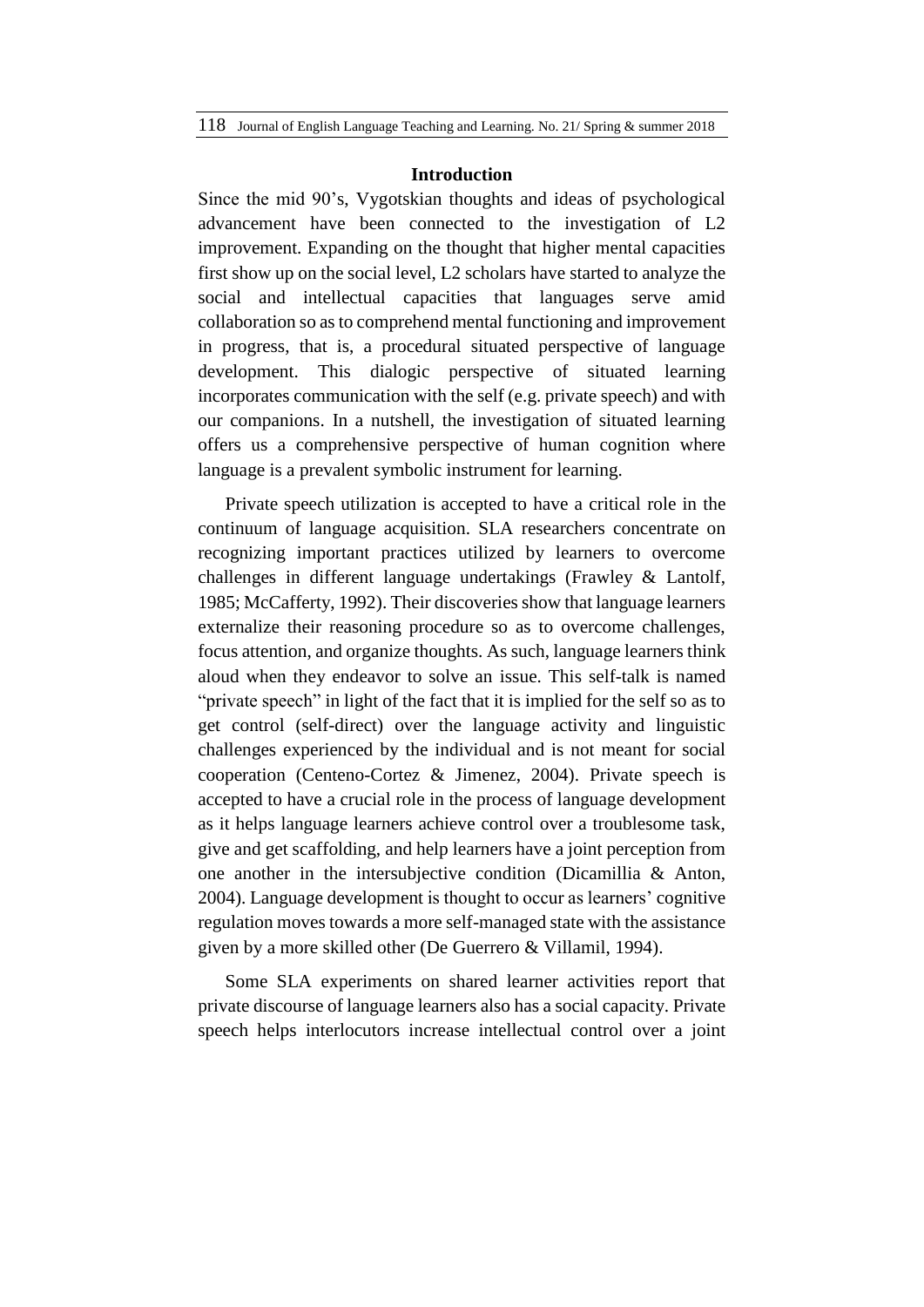## Introduction

Since the mid 90's, Vygotskian thoughts and ideas of psychological advancement have been connected to the investigation of L2 improvement. Expanding on the thought that higher mental capacities first show up on the social level, L2 scholars have started to analyze the social and intellectual capacities that languages serve amid collaboration so as to comprehend mental functioning and improvement in progress, that is, a procedural situated perspective of language development. This dialogic perspective of situated learning incorporates communication with the self (e.g. private speech) and with our companions. In a nutshell, the investigation of situated learning offers us a comprehensive perspective of human cognition where language is a prevalent symbolic instrument for learning.

Private speech utilization is accepted to have a critical role in the continuum of language acquisition. SLA researchers concentrate on recognizing important practices utilized by learners to overcome challenges in different language undertakings (Frawley & Lantolf, 1985; McCafferty, 1992). Their discoveries show that language learners externalize their reasoning procedure so as to overcome challenges, focus attention, and organize thoughts. As such, language learners think aloud when they endeavor to solve an issue. This self-talk is named "private speech" in light of the fact that it is implied for the self so as to get control (self-direct) over the language activity and linguistic challenges experienced by the individual and is not meant for social cooperation (Centeno-Cortez & Jimenez, 2004). Private speech is accepted to have a crucial role in the process of language development as it helps language learners achieve control over a troublesome task, give and get scaffolding, and help learners have a joint perception from one another in the intersubjective condition (Dicamillia & Anton, 2004). Language development is thought to occur as learners' cognitive regulation moves towards a more self-managed state with the assistance given by a more skilled other (De Guerrero & Villamil, 1994).

Some SLA experiments on shared learner activities report that private discourse of language learners also has a social capacity. Private speech helps interlocutors increase intellectual control over a joint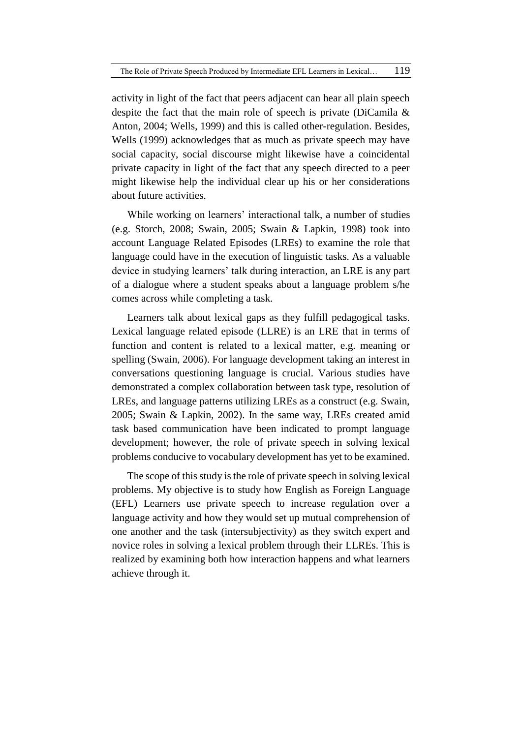activity in light of the fact that peers adjacent can hear all plain speech despite the fact that the main role of speech is private (DiCamila & Anton, 2004; Wells, 1999) and this is called other-regulation. Besides, Wells (1999) acknowledges that as much as private speech may have social capacity, social discourse might likewise have a coincidental private capacity in light of the fact that any speech directed to a peer might likewise help the individual clear up his or her considerations about future activities.

While working on learners' interactional talk, a number of studies (e.g. Storch, 2008; Swain, 2005; Swain & Lapkin, 1998) took into account Language Related Episodes (LREs) to examine the role that language could have in the execution of linguistic tasks. As a valuable device in studying learners' talk during interaction, an LRE is any part of a dialogue where a student speaks about a language problem s/he comes across while completing a task.

Learners talk about lexical gaps as they fulfill pedagogical tasks. Lexical language related episode (LLRE) is an LRE that in terms of function and content is related to a lexical matter, e.g. meaning or spelling (Swain, 2006). For language development taking an interest in conversations questioning language is crucial. Various studies have demonstrated a complex collaboration between task type, resolution of LREs, and language patterns utilizing LREs as a construct (e.g. Swain, 2005; Swain & Lapkin, 2002). In the same way, LREs created amid task based communication have been indicated to prompt language development; however, the role of private speech in solving lexical problems conducive to vocabulary development has yet to be examined.

The scope of this study is the role of private speech in solving lexical problems. My objective is to study how English as Foreign Language (EFL) Learners use private speech to increase regulation over a language activity and how they would set up mutual comprehension of one another and the task (intersubjectivity) as they switch expert and novice roles in solving a lexical problem through their LLREs. This is realized by examining both how interaction happens and what learners achieve through it.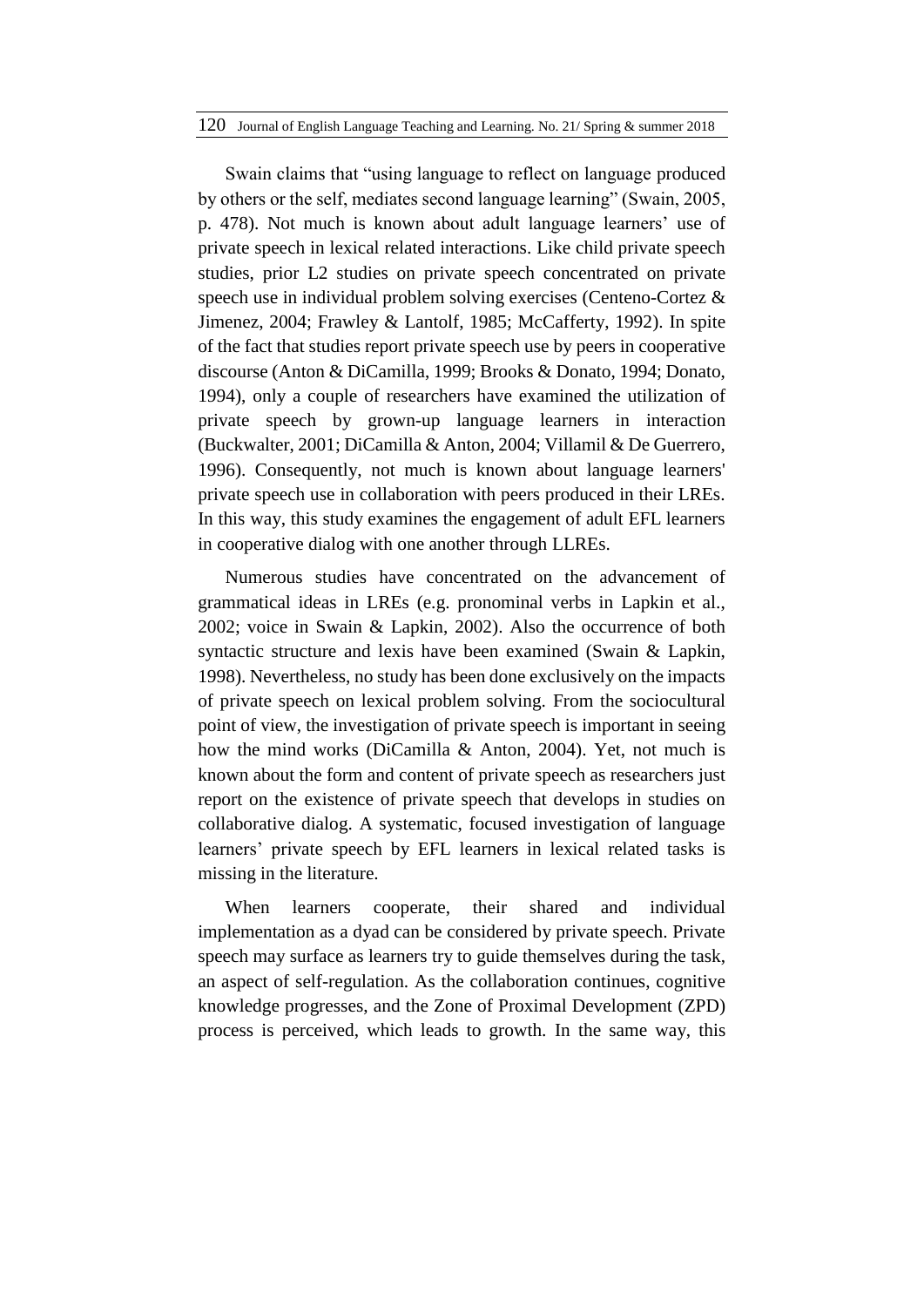Swain claims that "using language to reflect on language produced by others or the self, mediates second language learning" (Swain, 2005, p. 478). Not much is known about adult language learners' use of private speech in lexical related interactions. Like child private speech studies, prior L2 studies on private speech concentrated on private speech use in individual problem solving exercises (Centeno-Cortez & Jimenez, 2004; Frawley & Lantolf, 1985; McCafferty, 1992). In spite of the fact that studies report private speech use by peers in cooperative discourse (Anton & DiCamilla, 1999; Brooks & Donato, 1994; Donato, 1994), only a couple of researchers have examined the utilization of private speech by grown-up language learners in interaction (Buckwalter, 2001; DiCamilla & Anton, 2004; Villamil & De Guerrero, 1996). Consequently, not much is known about language learners' private speech use in collaboration with peers produced in their LREs. In this way, this study examines the engagement of adult EFL learners in cooperative dialog with one another through LLREs.

Numerous studies have concentrated on the advancement of grammatical ideas in LREs (e.g. pronominal verbs in Lapkin et al., 2002; voice in Swain & Lapkin, 2002). Also the occurrence of both syntactic structure and lexis have been examined (Swain & Lapkin, 1998). Nevertheless, no study has been done exclusively on the impacts of private speech on lexical problem solving. From the sociocultural point of view, the investigation of private speech is important in seeing how the mind works (DiCamilla & Anton, 2004). Yet, not much is known about the form and content of private speech as researchers just report on the existence of private speech that develops in studies on collaborative dialog. A systematic, focused investigation of language learners' private speech by EFL learners in lexical related tasks is missing in the literature.

When learners cooperate, their shared and individual implementation as a dyad can be considered by private speech. Private speech may surface as learners try to guide themselves during the task, an aspect of self-regulation. As the collaboration continues, cognitive knowledge progresses, and the Zone of Proximal Development (ZPD) process is perceived, which leads to growth. In the same way, this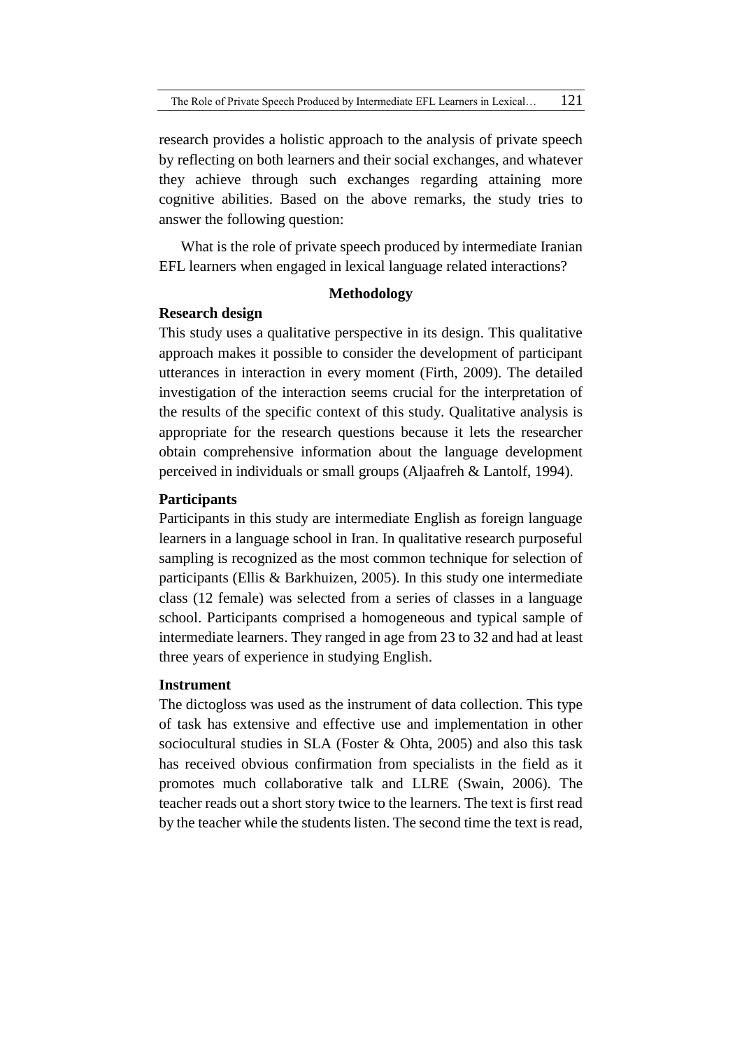research provides a holistic approach to the analysis of private speech by reflecting on both learners and their social exchanges, and whatever they achieve through such exchanges regarding attaining more cognitive abilities. Based on the above remarks, the study tries to answer the following question:

What is the role of private speech produced by intermediate Iranian EFL learners when engaged in lexical language related interactions?

## Methodology

### Research design

This study uses a qualitative perspective in its design. This qualitative approach makes it possible to consider the development of participant utterances in interaction in every moment (Firth, 2009). The detailed investigation of the interaction seems crucial for the interpretation of the results of the specific context of this study. Qualitative analysis is appropriate for the research questions because it lets the researcher obtain comprehensive information about the language development perceived in individuals or small groups (Aljaafreh & Lantolf, 1994).

### Participants

Participants in this study are intermediate English as foreign language learners in a language school in Iran. In qualitative research purposeful sampling is recognized as the most common technique for selection of participants (Ellis & Barkhuizen, 2005). In this study one intermediate class (12 female) was selected from a series of classes in a language school. Participants comprised a homogeneous and typical sample of intermediate learners. They ranged in age from 23 to 32 and had at least three years of experience in studying English.

### Instrument

The dictogloss was used as the instrument of data collection. This type of task has extensive and effective use and implementation in other sociocultural studies in SLA (Foster & Ohta, 2005) and also this task has received obvious confirmation from specialists in the field as it promotes much collaborative talk and LLRE (Swain, 2006). The teacher reads out a short story twice to the learners. The text is first read by the teacher while the students listen. The second time the text is read,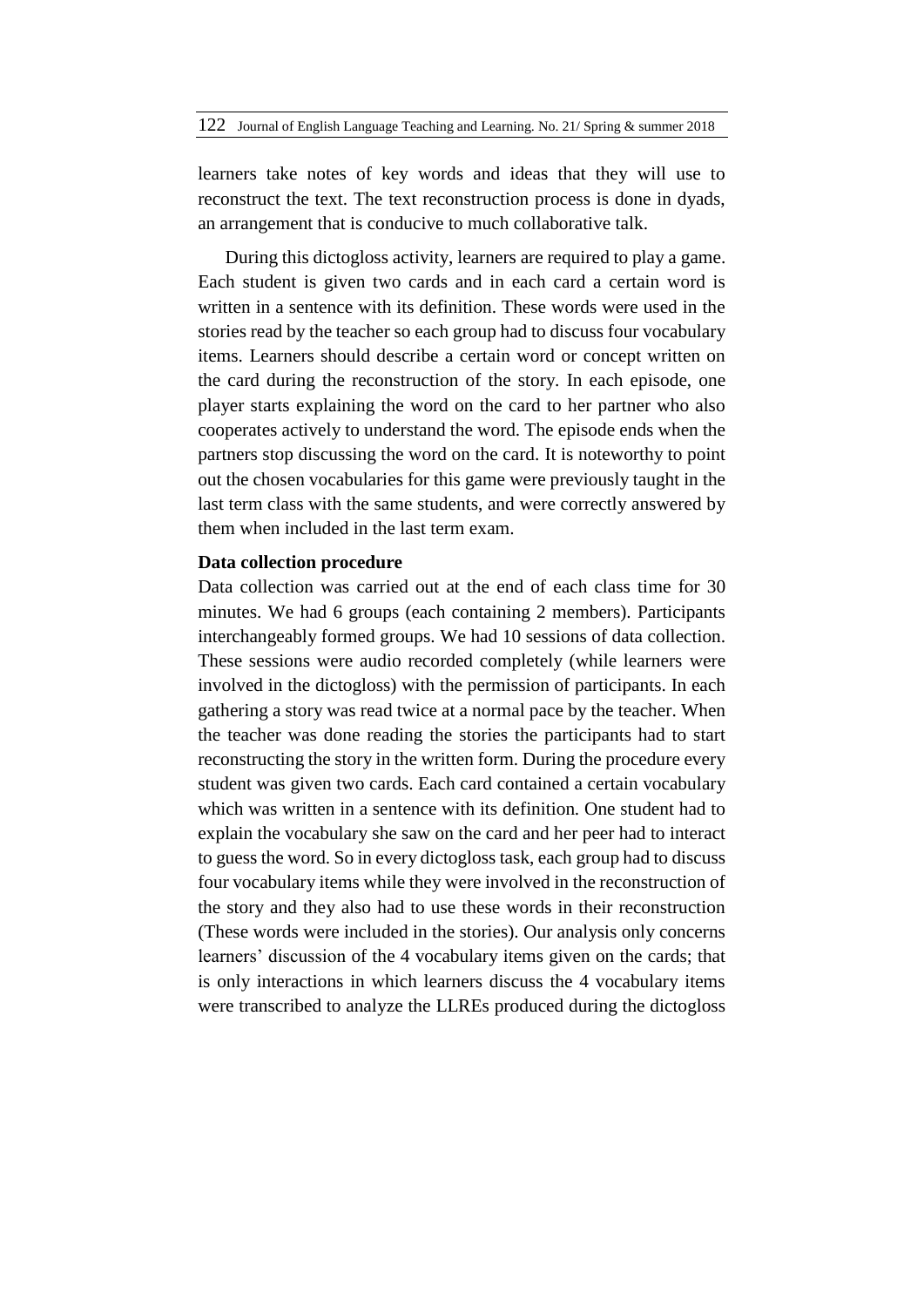learners take notes of key words and ideas that they will use to reconstruct the text. The text reconstruction process is done in dyads, an arrangement that is conducive to much collaborative talk.

During this dictogloss activity, learners are required to play a game. Each student is given two cards and in each card a certain word is written in a sentence with its definition. These words were used in the stories read by the teacher so each group had to discuss four vocabulary items. Learners should describe a certain word or concept written on the card during the reconstruction of the story. In each episode, one player starts explaining the word on the card to her partner who also cooperates actively to understand the word. The episode ends when the partners stop discussing the word on the card. It is noteworthy to point out the chosen vocabularies for this game were previously taught in the last term class with the same students, and were correctly answered by them when included in the last term exam.

**Data collection procedure**

Data collection was carried out at the end of each class time for 30 minutes. We had 6 groups (each containing 2 members). Participants interchangeably formed groups. We had 10 sessions of data collection. These sessions were audio recorded completely (while learners were involved in the dictogloss) with the permission of participants. In each gathering a story was read twice at a normal pace by the teacher. When the teacher was done reading the stories the participants had to start reconstructing the story in the written form. During the procedure every student was given two cards. Each card contained a certain vocabulary which was written in a sentence with its definition. One student had to explain the vocabulary she saw on the card and her peer had to interact to guess the word. So in every dictogloss task, each group had to discuss four vocabulary items while they were involved in the reconstruction of the story and they also had to use these words in their reconstruction (These words were included in the stories). Our analysis only concerns learners' discussion of the 4 vocabulary items given on the cards; that is only interactions in which learners discuss the 4 vocabulary items were transcribed to analyze the LLREs produced during the dictogloss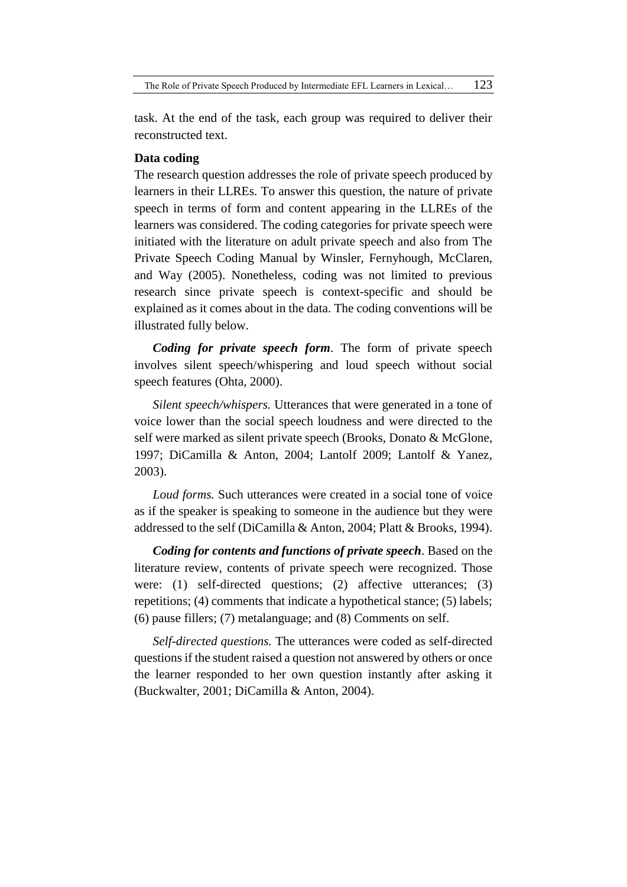task. At the end of the task, each group was required to deliver their reconstructed text.

**Data coding**

The research question addresses the role of private speech produced by learners in their LLREs. To answer this question, the nature of private speech in terms of form and content appearing in the LLREs of the learners was considered. The coding categories for private speech were initiated with the literature on adult private speech and also from The Private Speech Coding Manual by Winsler, Fernyhough, McClaren, and Way (2005). Nonetheless, coding was not limited to previous research since private speech is context-specific and should be explained as it comes about in the data. The coding conventions will be illustrated fully below.

***Coding for private speech form***. The form of private speech involves silent speech/whispering and loud speech without social speech features (Ohta, 2000).

*Silent speech/whispers.* Utterances that were generated in a tone of voice lower than the social speech loudness and were directed to the self were marked as silent private speech (Brooks, Donato & McGlone, 1997; DiCamilla & Anton, 2004; Lantolf 2009; Lantolf & Yanez, 2003).

*Loud forms.* Such utterances were created in a social tone of voice as if the speaker is speaking to someone in the audience but they were addressed to the self (DiCamilla & Anton, 2004; Platt & Brooks, 1994).

***Coding for contents and functions of private speech***. Based on the literature review, contents of private speech were recognized. Those were: (1) self-directed questions; (2) affective utterances; (3) repetitions; (4) comments that indicate a hypothetical stance; (5) labels; (6) pause fillers; (7) metalanguage; and (8) Comments on self.

*Self-directed questions.* The utterances were coded as self-directed questions if the student raised a question not answered by others or once the learner responded to her own question instantly after asking it (Buckwalter, 2001; DiCamilla & Anton, 2004).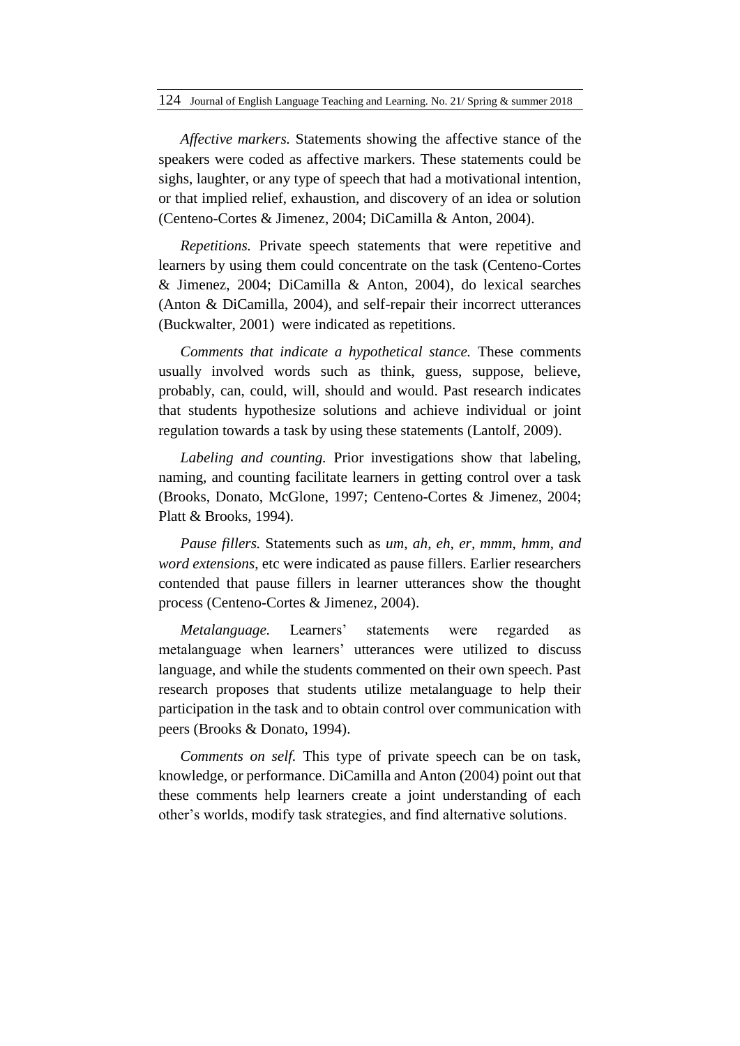*Affective markers.* Statements showing the affective stance of the speakers were coded as affective markers. These statements could be sighs, laughter, or any type of speech that had a motivational intention, or that implied relief, exhaustion, and discovery of an idea or solution (Centeno-Cortes & Jimenez, 2004; DiCamilla & Anton, 2004).

*Repetitions.* Private speech statements that were repetitive and learners by using them could concentrate on the task (Centeno-Cortes & Jimenez, 2004; DiCamilla & Anton, 2004), do lexical searches (Anton & DiCamilla, 2004), and self-repair their incorrect utterances (Buckwalter, 2001) were indicated as repetitions.

*Comments that indicate a hypothetical stance.* These comments usually involved words such as think, guess, suppose, believe, probably, can, could, will, should and would. Past research indicates that students hypothesize solutions and achieve individual or joint regulation towards a task by using these statements (Lantolf, 2009).

*Labeling and counting.* Prior investigations show that labeling, naming, and counting facilitate learners in getting control over a task (Brooks, Donato, McGlone, 1997; Centeno-Cortes & Jimenez, 2004; Platt & Brooks, 1994).

*Pause fillers.* Statements such as *um, ah, eh, er, mmm, hmm, and word extensions*, etc were indicated as pause fillers. Earlier researchers contended that pause fillers in learner utterances show the thought process (Centeno-Cortes & Jimenez, 2004).

*Metalanguage.* Learners' statements were regarded as metalanguage when learners' utterances were utilized to discuss language, and while the students commented on their own speech. Past research proposes that students utilize metalanguage to help their participation in the task and to obtain control over communication with peers (Brooks & Donato, 1994).

*Comments on self.* This type of private speech can be on task, knowledge, or performance. DiCamilla and Anton (2004) point out that these comments help learners create a joint understanding of each other's worlds, modify task strategies, and find alternative solutions.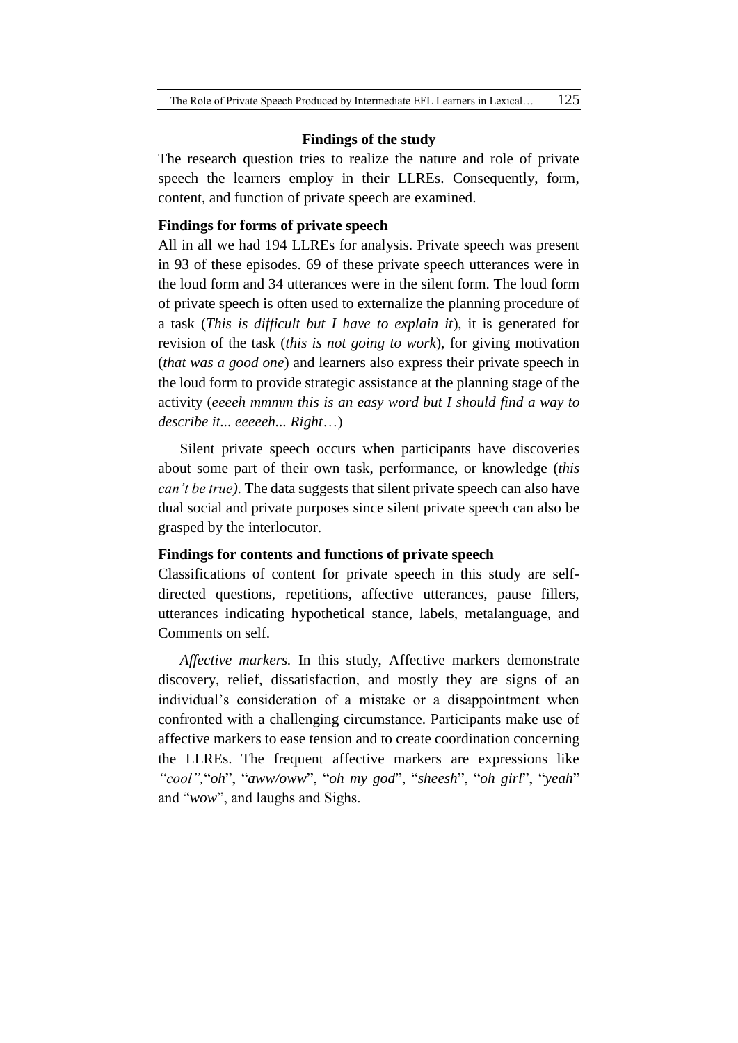## Findings of the study

The research question tries to realize the nature and role of private speech the learners employ in their LLREs. Consequently, form, content, and function of private speech are examined.

### Findings for forms of private speech

All in all we had 194 LLREs for analysis. Private speech was present in 93 of these episodes. 69 of these private speech utterances were in the loud form and 34 utterances were in the silent form. The loud form of private speech is often used to externalize the planning procedure of a task (*This is difficult but I have to explain it*), it is generated for revision of the task (*this is not going to work*), for giving motivation (*that was a good one*) and learners also express their private speech in the loud form to provide strategic assistance at the planning stage of the activity (*eeeeh mmmm this is an easy word but I should find a way to describe it... eeeeeh... Right*…)

Silent private speech occurs when participants have discoveries about some part of their own task, performance, or knowledge (*this can't be true)*. The data suggests that silent private speech can also have dual social and private purposes since silent private speech can also be grasped by the interlocutor.

### Findings for contents and functions of private speech

Classifications of content for private speech in this study are self-directed questions, repetitions, affective utterances, pause fillers, utterances indicating hypothetical stance, labels, metalanguage, and Comments on self.

*Affective markers.* In this study, Affective markers demonstrate discovery, relief, dissatisfaction, and mostly they are signs of an individual's consideration of a mistake or a disappointment when confronted with a challenging circumstance. Participants make use of affective markers to ease tension and to create coordination concerning the LLREs. The frequent affective markers are expressions like *"cool",*"*oh*", "*aww/oww*", "*oh my god*", "*sheesh*", "*oh girl*", "*yeah*" and "*wow*", and laughs and Sighs.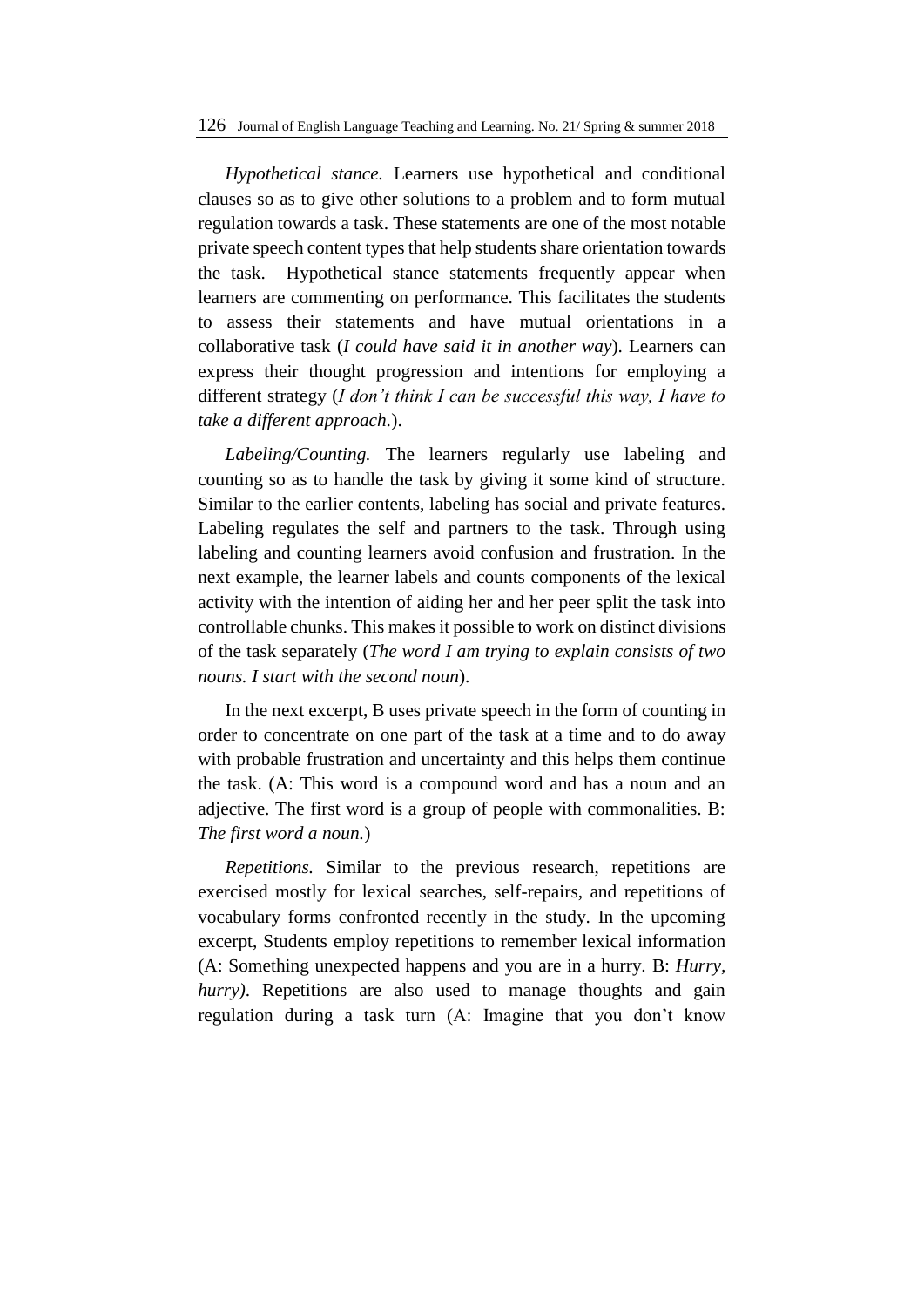*Hypothetical stance.* Learners use hypothetical and conditional clauses so as to give other solutions to a problem and to form mutual regulation towards a task. These statements are one of the most notable private speech content types that help students share orientation towards the task. Hypothetical stance statements frequently appear when learners are commenting on performance. This facilitates the students to assess their statements and have mutual orientations in a collaborative task (*I could have said it in another way*). Learners can express their thought progression and intentions for employing a different strategy (*I don't think I can be successful this way, I have to take a different approach.*).

*Labeling/Counting.* The learners regularly use labeling and counting so as to handle the task by giving it some kind of structure. Similar to the earlier contents, labeling has social and private features. Labeling regulates the self and partners to the task. Through using labeling and counting learners avoid confusion and frustration. In the next example, the learner labels and counts components of the lexical activity with the intention of aiding her and her peer split the task into controllable chunks. This makes it possible to work on distinct divisions of the task separately (*The word I am trying to explain consists of two nouns. I start with the second noun*).

In the next excerpt, B uses private speech in the form of counting in order to concentrate on one part of the task at a time and to do away with probable frustration and uncertainty and this helps them continue the task. (A: This word is a compound word and has a noun and an adjective. The first word is a group of people with commonalities. B: *The first word a noun.*)

*Repetitions.* Similar to the previous research, repetitions are exercised mostly for lexical searches, self-repairs, and repetitions of vocabulary forms confronted recently in the study. In the upcoming excerpt, Students employ repetitions to remember lexical information (A: Something unexpected happens and you are in a hurry. B: *Hurry, hurry)*. Repetitions are also used to manage thoughts and gain regulation during a task turn (A: Imagine that you don't know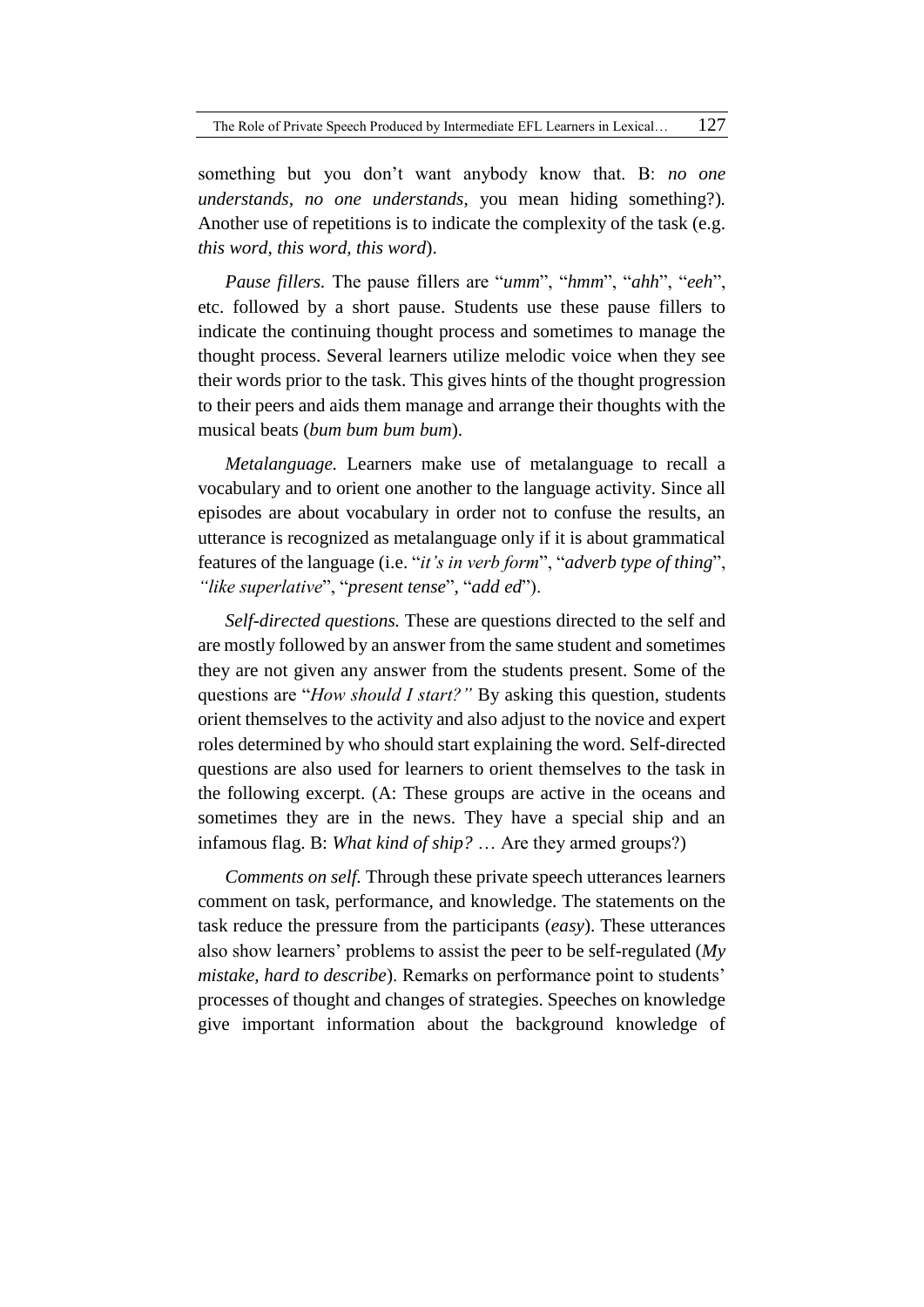something but you don't want anybody know that. B: *no one understands, no one understands*, you mean hiding something?). Another use of repetitions is to indicate the complexity of the task (e.g. *this word, this word, this word*).

*Pause fillers.* The pause fillers are "*umm*", "*hmm*", "*ahh*", "*eeh*", etc. followed by a short pause. Students use these pause fillers to indicate the continuing thought process and sometimes to manage the thought process. Several learners utilize melodic voice when they see their words prior to the task. This gives hints of the thought progression to their peers and aids them manage and arrange their thoughts with the musical beats (*bum bum bum bum*).

*Metalanguage.* Learners make use of metalanguage to recall a vocabulary and to orient one another to the language activity. Since all episodes are about vocabulary in order not to confuse the results, an utterance is recognized as metalanguage only if it is about grammatical features of the language (i.e. "*it's in verb form*", "*adverb type of thing*", *"like superlative*", "*present tense*", "*add ed*").

*Self-directed questions.* These are questions directed to the self and are mostly followed by an answer from the same student and sometimes they are not given any answer from the students present. Some of the questions are "*How should I start?"* By asking this question, students orient themselves to the activity and also adjust to the novice and expert roles determined by who should start explaining the word. Self-directed questions are also used for learners to orient themselves to the task in the following excerpt. (A: These groups are active in the oceans and sometimes they are in the news. They have a special ship and an infamous flag. B: *What kind of ship?* … Are they armed groups?)

*Comments on self.* Through these private speech utterances learners comment on task, performance, and knowledge. The statements on the task reduce the pressure from the participants (*easy*). These utterances also show learners' problems to assist the peer to be self-regulated (*My mistake, hard to describe*). Remarks on performance point to students' processes of thought and changes of strategies. Speeches on knowledge give important information about the background knowledge of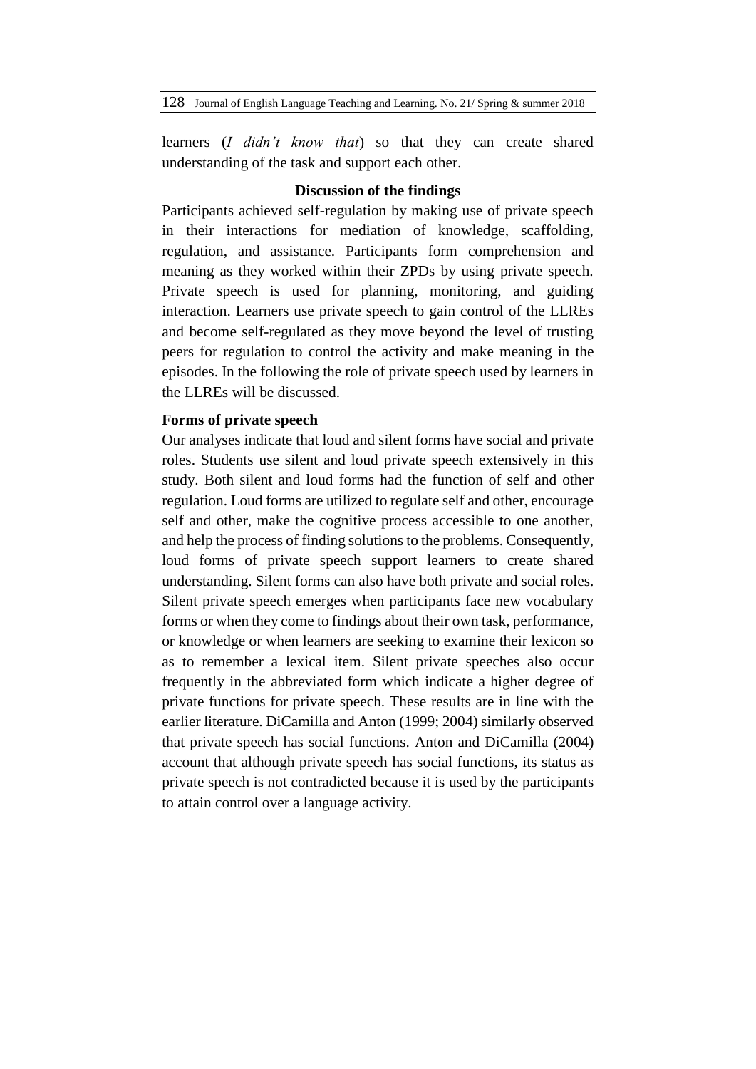learners (*I didn't know that*) so that they can create shared understanding of the task and support each other.

## Discussion of the findings

Participants achieved self-regulation by making use of private speech in their interactions for mediation of knowledge, scaffolding, regulation, and assistance. Participants form comprehension and meaning as they worked within their ZPDs by using private speech. Private speech is used for planning, monitoring, and guiding interaction. Learners use private speech to gain control of the LLREs and become self-regulated as they move beyond the level of trusting peers for regulation to control the activity and make meaning in the episodes. In the following the role of private speech used by learners in the LLREs will be discussed.

### Forms of private speech

Our analyses indicate that loud and silent forms have social and private roles. Students use silent and loud private speech extensively in this study. Both silent and loud forms had the function of self and other regulation. Loud forms are utilized to regulate self and other, encourage self and other, make the cognitive process accessible to one another, and help the process of finding solutions to the problems. Consequently, loud forms of private speech support learners to create shared understanding. Silent forms can also have both private and social roles. Silent private speech emerges when participants face new vocabulary forms or when they come to findings about their own task, performance, or knowledge or when learners are seeking to examine their lexicon so as to remember a lexical item. Silent private speeches also occur frequently in the abbreviated form which indicate a higher degree of private functions for private speech. These results are in line with the earlier literature. DiCamilla and Anton (1999; 2004) similarly observed that private speech has social functions. Anton and DiCamilla (2004) account that although private speech has social functions, its status as private speech is not contradicted because it is used by the participants to attain control over a language activity.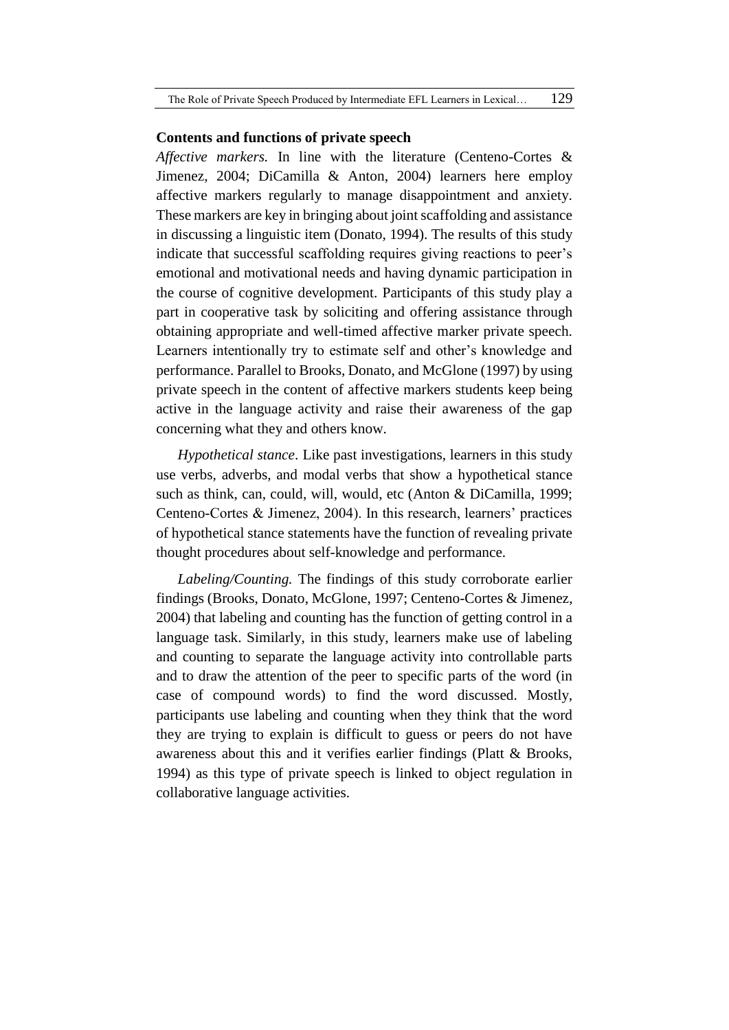**Contents and functions of private speech**

*Affective markers.* In line with the literature (Centeno-Cortes & Jimenez, 2004; DiCamilla & Anton, 2004) learners here employ affective markers regularly to manage disappointment and anxiety. These markers are key in bringing about joint scaffolding and assistance in discussing a linguistic item (Donato, 1994). The results of this study indicate that successful scaffolding requires giving reactions to peer's emotional and motivational needs and having dynamic participation in the course of cognitive development. Participants of this study play a part in cooperative task by soliciting and offering assistance through obtaining appropriate and well-timed affective marker private speech. Learners intentionally try to estimate self and other's knowledge and performance. Parallel to Brooks, Donato, and McGlone (1997) by using private speech in the content of affective markers students keep being active in the language activity and raise their awareness of the gap concerning what they and others know.

*Hypothetical stance*. Like past investigations, learners in this study use verbs, adverbs, and modal verbs that show a hypothetical stance such as think, can, could, will, would, etc (Anton & DiCamilla, 1999; Centeno-Cortes & Jimenez, 2004). In this research, learners' practices of hypothetical stance statements have the function of revealing private thought procedures about self-knowledge and performance.

*Labeling/Counting.* The findings of this study corroborate earlier findings (Brooks, Donato, McGlone, 1997; Centeno-Cortes & Jimenez, 2004) that labeling and counting has the function of getting control in a language task. Similarly, in this study, learners make use of labeling and counting to separate the language activity into controllable parts and to draw the attention of the peer to specific parts of the word (in case of compound words) to find the word discussed. Mostly, participants use labeling and counting when they think that the word they are trying to explain is difficult to guess or peers do not have awareness about this and it verifies earlier findings (Platt & Brooks, 1994) as this type of private speech is linked to object regulation in collaborative language activities.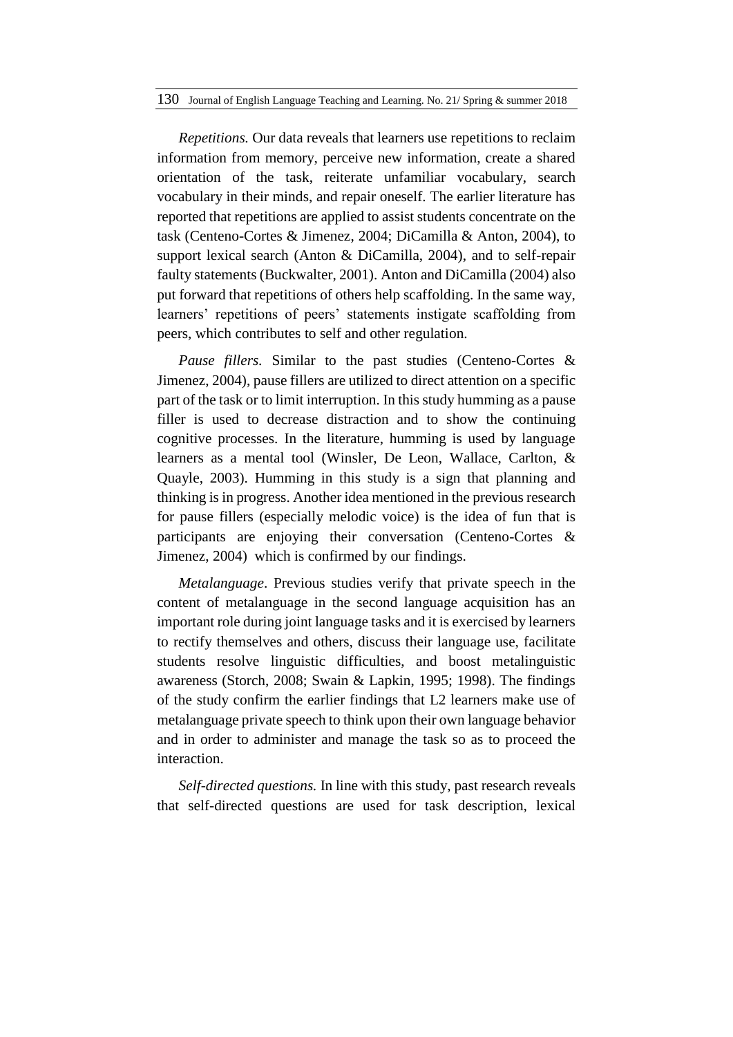*Repetitions.* Our data reveals that learners use repetitions to reclaim information from memory, perceive new information, create a shared orientation of the task, reiterate unfamiliar vocabulary, search vocabulary in their minds, and repair oneself. The earlier literature has reported that repetitions are applied to assist students concentrate on the task (Centeno-Cortes & Jimenez, 2004; DiCamilla & Anton, 2004), to support lexical search (Anton & DiCamilla, 2004), and to self-repair faulty statements (Buckwalter, 2001). Anton and DiCamilla (2004) also put forward that repetitions of others help scaffolding. In the same way, learners' repetitions of peers' statements instigate scaffolding from peers, which contributes to self and other regulation.

*Pause fillers.* Similar to the past studies (Centeno-Cortes & Jimenez, 2004), pause fillers are utilized to direct attention on a specific part of the task or to limit interruption. In this study humming as a pause filler is used to decrease distraction and to show the continuing cognitive processes. In the literature, humming is used by language learners as a mental tool (Winsler, De Leon, Wallace, Carlton, & Quayle, 2003). Humming in this study is a sign that planning and thinking is in progress. Another idea mentioned in the previous research for pause fillers (especially melodic voice) is the idea of fun that is participants are enjoying their conversation (Centeno-Cortes & Jimenez, 2004) which is confirmed by our findings.

*Metalanguage*. Previous studies verify that private speech in the content of metalanguage in the second language acquisition has an important role during joint language tasks and it is exercised by learners to rectify themselves and others, discuss their language use, facilitate students resolve linguistic difficulties, and boost metalinguistic awareness (Storch, 2008; Swain & Lapkin, 1995; 1998). The findings of the study confirm the earlier findings that L2 learners make use of metalanguage private speech to think upon their own language behavior and in order to administer and manage the task so as to proceed the interaction.

*Self-directed questions.* In line with this study, past research reveals that self-directed questions are used for task description, lexical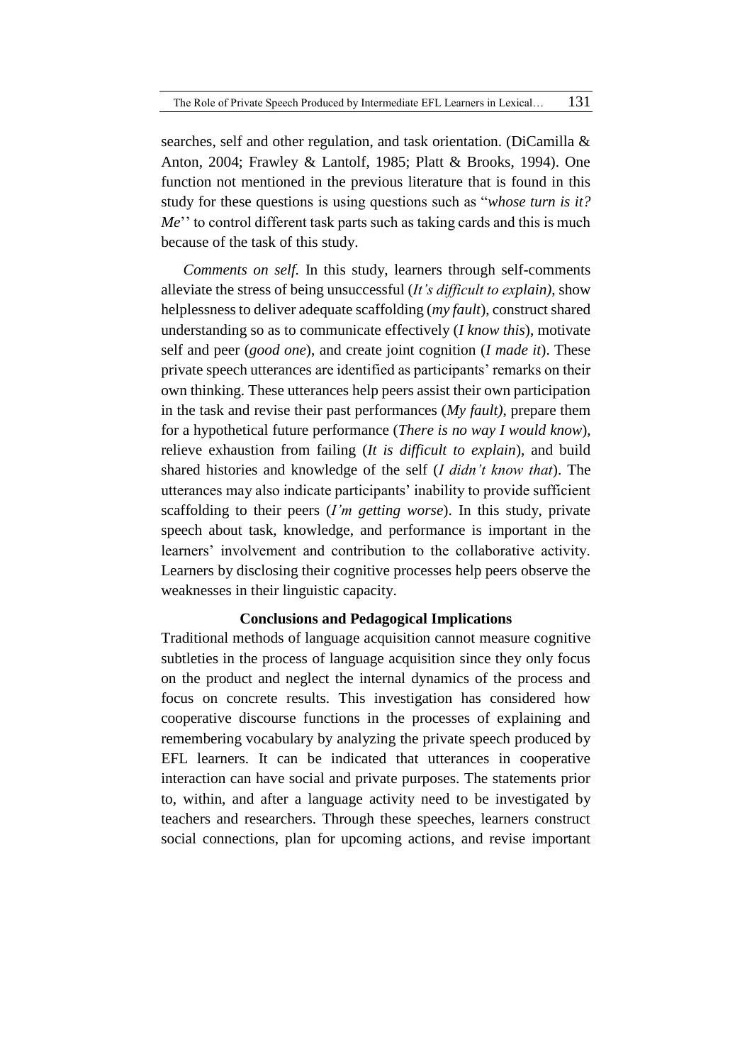searches, self and other regulation, and task orientation. (DiCamilla & Anton, 2004; Frawley & Lantolf, 1985; Platt & Brooks, 1994). One function not mentioned in the previous literature that is found in this study for these questions is using questions such as "*whose turn is it? Me*'' to control different task parts such as taking cards and this is much because of the task of this study.

*Comments on self.* In this study, learners through self-comments alleviate the stress of being unsuccessful (*It's difficult to explain)*, show helplessness to deliver adequate scaffolding (*my fault*), construct shared understanding so as to communicate effectively (*I know this*), motivate self and peer (*good one*), and create joint cognition (*I made it*). These private speech utterances are identified as participants' remarks on their own thinking. These utterances help peers assist their own participation in the task and revise their past performances (*My fault)*, prepare them for a hypothetical future performance (*There is no way I would know*), relieve exhaustion from failing (*It is difficult to explain*), and build shared histories and knowledge of the self (*I didn't know that*). The utterances may also indicate participants' inability to provide sufficient scaffolding to their peers (*I'm getting worse*). In this study, private speech about task, knowledge, and performance is important in the learners' involvement and contribution to the collaborative activity. Learners by disclosing their cognitive processes help peers observe the weaknesses in their linguistic capacity.

## Conclusions and Pedagogical Implications

Traditional methods of language acquisition cannot measure cognitive subtleties in the process of language acquisition since they only focus on the product and neglect the internal dynamics of the process and focus on concrete results. This investigation has considered how cooperative discourse functions in the processes of explaining and remembering vocabulary by analyzing the private speech produced by EFL learners. It can be indicated that utterances in cooperative interaction can have social and private purposes. The statements prior to, within, and after a language activity need to be investigated by teachers and researchers. Through these speeches, learners construct social connections, plan for upcoming actions, and revise important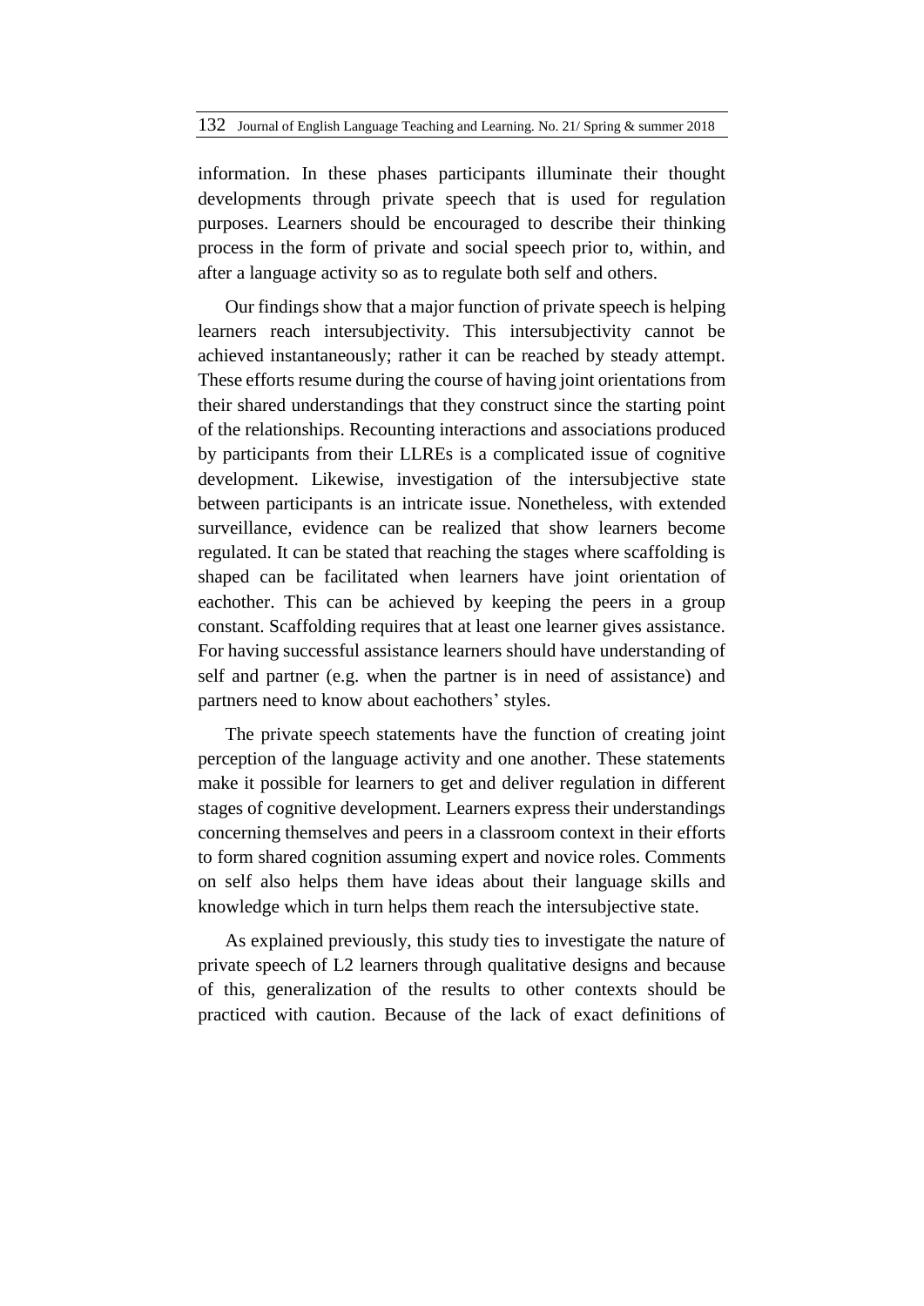information. In these phases participants illuminate their thought developments through private speech that is used for regulation purposes. Learners should be encouraged to describe their thinking process in the form of private and social speech prior to, within, and after a language activity so as to regulate both self and others.

Our findings show that a major function of private speech is helping learners reach intersubjectivity. This intersubjectivity cannot be achieved instantaneously; rather it can be reached by steady attempt. These efforts resume during the course of having joint orientations from their shared understandings that they construct since the starting point of the relationships. Recounting interactions and associations produced by participants from their LLREs is a complicated issue of cognitive development. Likewise, investigation of the intersubjective state between participants is an intricate issue. Nonetheless, with extended surveillance, evidence can be realized that show learners become regulated. It can be stated that reaching the stages where scaffolding is shaped can be facilitated when learners have joint orientation of eachother. This can be achieved by keeping the peers in a group constant. Scaffolding requires that at least one learner gives assistance. For having successful assistance learners should have understanding of self and partner (e.g. when the partner is in need of assistance) and partners need to know about eachothers' styles.

The private speech statements have the function of creating joint perception of the language activity and one another. These statements make it possible for learners to get and deliver regulation in different stages of cognitive development. Learners express their understandings concerning themselves and peers in a classroom context in their efforts to form shared cognition assuming expert and novice roles. Comments on self also helps them have ideas about their language skills and knowledge which in turn helps them reach the intersubjective state.

As explained previously, this study ties to investigate the nature of private speech of L2 learners through qualitative designs and because of this, generalization of the results to other contexts should be practiced with caution. Because of the lack of exact definitions of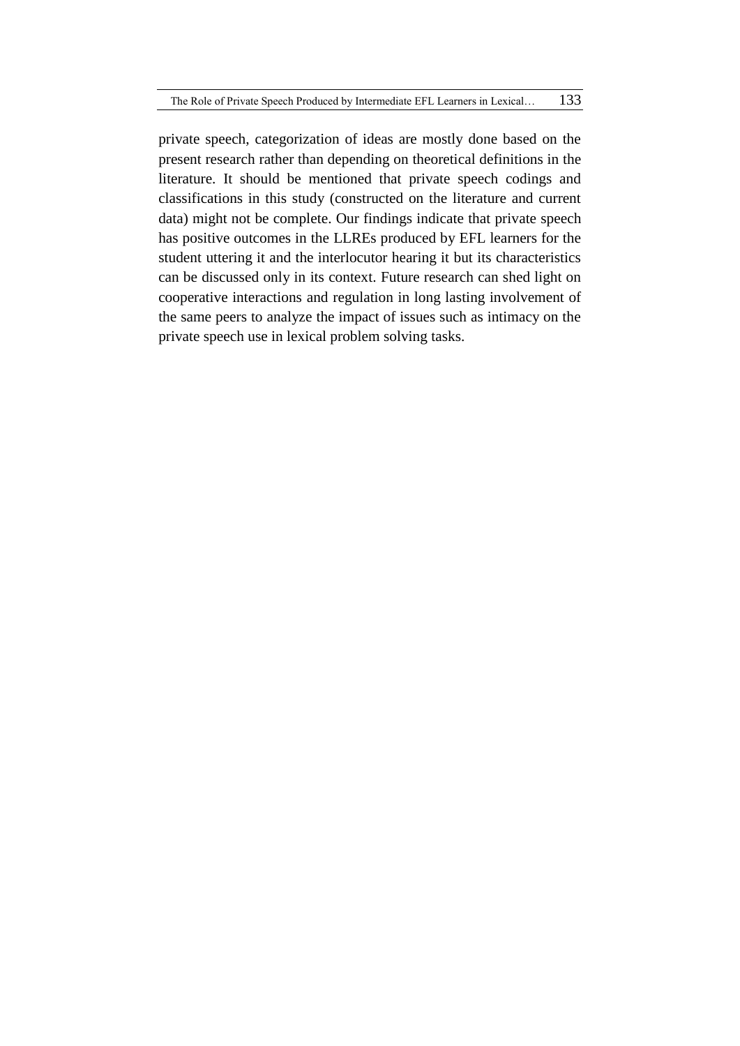private speech, categorization of ideas are mostly done based on the present research rather than depending on theoretical definitions in the literature. It should be mentioned that private speech codings and classifications in this study (constructed on the literature and current data) might not be complete. Our findings indicate that private speech has positive outcomes in the LLREs produced by EFL learners for the student uttering it and the interlocutor hearing it but its characteristics can be discussed only in its context. Future research can shed light on cooperative interactions and regulation in long lasting involvement of the same peers to analyze the impact of issues such as intimacy on the private speech use in lexical problem solving tasks.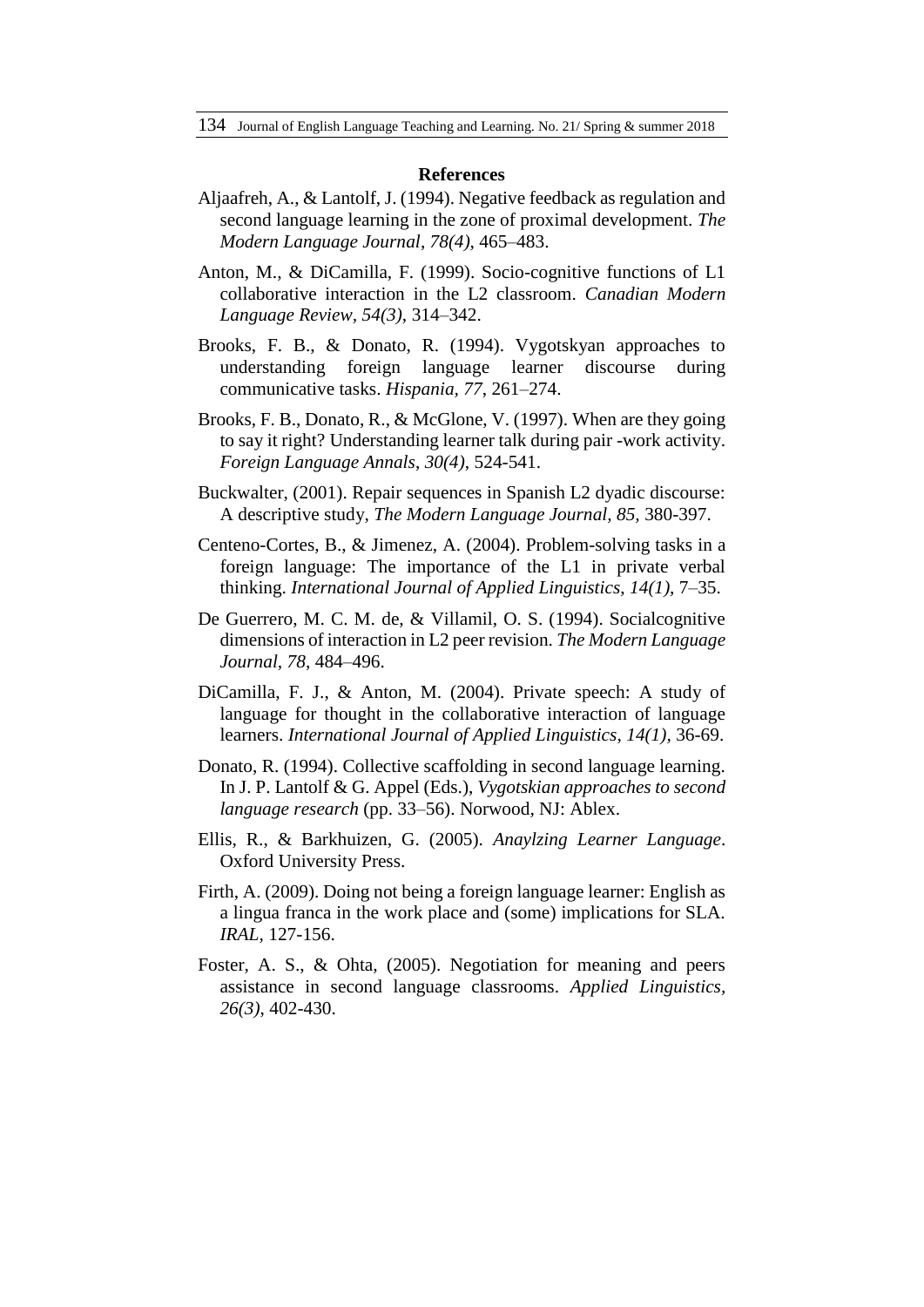## References

Aljaafreh, A., & Lantolf, J. (1994). Negative feedback as regulation and second language learning in the zone of proximal development. *The Modern Language Journal*, *78(4)*, 465–483.

Anton, M., & DiCamilla, F. (1999). Socio-cognitive functions of L1 collaborative interaction in the L2 classroom. *Canadian Modern Language Review, 54(3)*, 314–342.

Brooks, F. B., & Donato, R. (1994). Vygotskyan approaches to understanding foreign language learner discourse during communicative tasks. *Hispania, 77*, 261–274.

Brooks, F. B., Donato, R., & McGlone, V. (1997). When are they going to say it right? Understanding learner talk during pair -work activity. *Foreign Language Annals*, *30(4)*, 524-541.

Buckwalter, (2001). Repair sequences in Spanish L2 dyadic discourse: A descriptive study, *The Modern Language Journal, 85,* 380-397.

Centeno-Cortes, B., & Jimenez, A. (2004). Problem-solving tasks in a foreign language: The importance of the L1 in private verbal thinking. *International Journal of Applied Linguistics*, *14(1)*, 7–35.

De Guerrero, M. C. M. de, & Villamil, O. S. (1994). Socialcognitive dimensions of interaction in L2 peer revision. *The Modern Language Journal, 78*, 484–496.

DiCamilla, F. J., & Anton, M. (2004). Private speech: A study of language for thought in the collaborative interaction of language learners. *International Journal of Applied Linguistics, 14(1)*, 36-69.

Donato, R. (1994). Collective scaffolding in second language learning. In J. P. Lantolf & G. Appel (Eds.), *Vygotskian approaches to second language research* (pp. 33–56). Norwood, NJ: Ablex.

Ellis, R., & Barkhuizen, G. (2005). *Anaylzing Learner Language*. Oxford University Press.

Firth, A. (2009). Doing not being a foreign language learner: English as a lingua franca in the work place and (some) implications for SLA. *IRAL,* 127-156.

Foster, A. S., & Ohta, (2005). Negotiation for meaning and peers assistance in second language classrooms. *Applied Linguistics, 26(3)*, 402-430.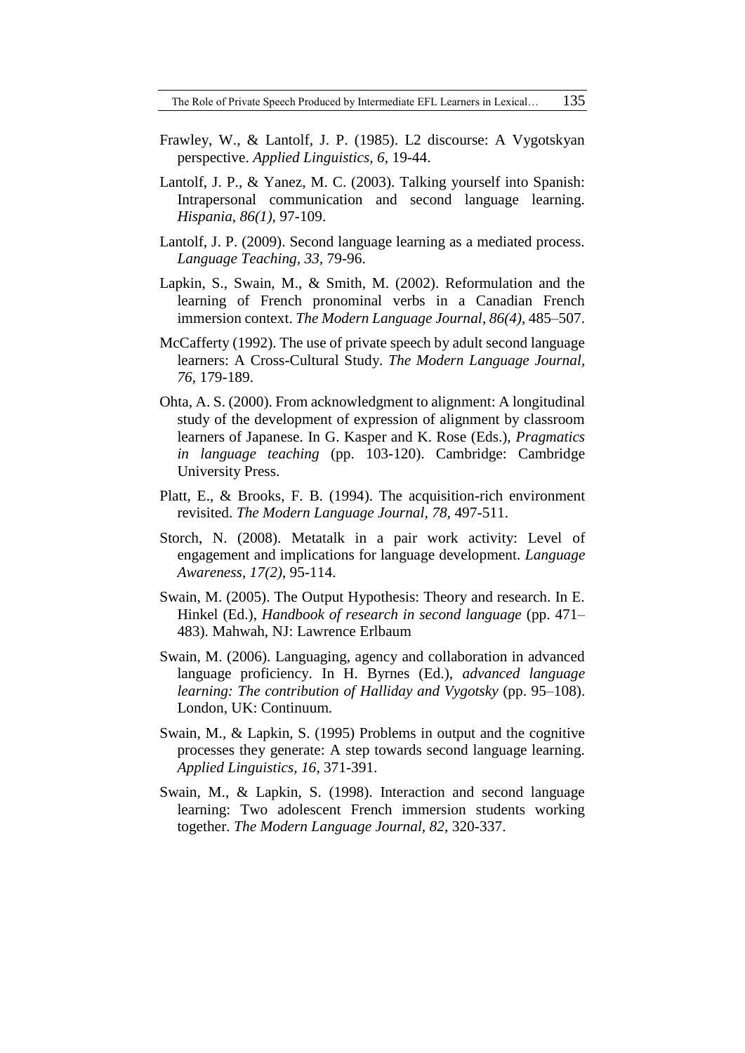Frawley, W., & Lantolf, J. P. (1985). L2 discourse: A Vygotskyan perspective. *Applied Linguistics, 6*, 19-44.

Lantolf, J. P., & Yanez, M. C. (2003). Talking yourself into Spanish: Intrapersonal communication and second language learning. *Hispania, 86(1)*, 97-109.

Lantolf, J. P. (2009). Second language learning as a mediated process. *Language Teaching, 33*, 79-96.

Lapkin, S., Swain, M., & Smith, M. (2002). Reformulation and the learning of French pronominal verbs in a Canadian French immersion context. *The Modern Language Journal, 86(4)*, 485–507.

McCafferty (1992). The use of private speech by adult second language learners: A Cross-Cultural Study. *The Modern Language Journal, 76*, 179-189.

Ohta, A. S. (2000). From acknowledgment to alignment: A longitudinal study of the development of expression of alignment by classroom learners of Japanese. In G. Kasper and K. Rose (Eds.), *Pragmatics in language teaching* (pp. 103-120). Cambridge: Cambridge University Press.

Platt, E., & Brooks, F. B. (1994). The acquisition-rich environment revisited. *The Modern Language Journal, 78*, 497-511.

Storch, N. (2008). Metatalk in a pair work activity: Level of engagement and implications for language development. *Language Awareness, 17(2)*, 95-114.

Swain, M. (2005). The Output Hypothesis: Theory and research. In E. Hinkel (Ed.), *Handbook of research in second language* (pp. 471–483). Mahwah, NJ: Lawrence Erlbaum

Swain, M. (2006). Languaging, agency and collaboration in advanced language proficiency. In H. Byrnes (Ed.), *advanced language learning: The contribution of Halliday and Vygotsky* (pp. 95–108). London, UK: Continuum.

Swain, M., & Lapkin, S. (1995) Problems in output and the cognitive processes they generate: A step towards second language learning. *Applied Linguistics, 16*, 371-391.

Swain, M., & Lapkin, S. (1998). Interaction and second language learning: Two adolescent French immersion students working together. *The Modern Language Journal, 82*, 320-337.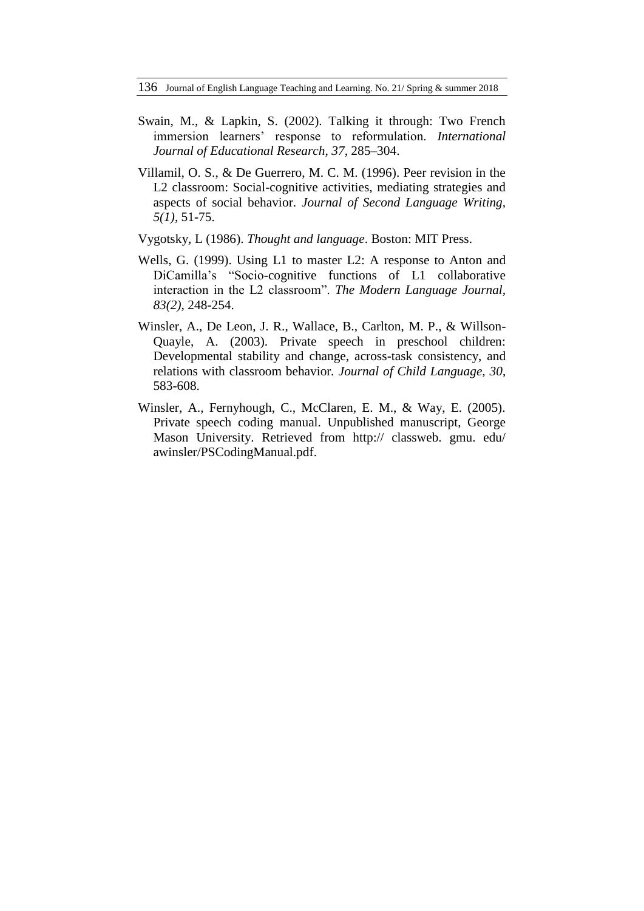Swain, M., & Lapkin, S. (2002). Talking it through: Two French immersion learners' response to reformulation. *International Journal of Educational Research*, *37*, 285–304.

Villamil, O. S., & De Guerrero, M. C. M. (1996). Peer revision in the L2 classroom: Social-cognitive activities, mediating strategies and aspects of social behavior. *Journal of Second Language Writing*, *5(1)*, 51-75.

Vygotsky, L (1986). *Thought and language*. Boston: MIT Press.

Wells, G. (1999). Using L1 to master L2: A response to Anton and DiCamilla's "Socio-cognitive functions of L1 collaborative interaction in the L2 classroom". *The Modern Language Journal*, *83(2)*, 248-254.

Winsler, A., De Leon, J. R., Wallace, B., Carlton, M. P., & Willson-Quayle, A. (2003). Private speech in preschool children: Developmental stability and change, across-task consistency, and relations with classroom behavior. *Journal of Child Language*, *30*, 583-608.

Winsler, A., Fernyhough, C., McClaren, E. M., & Way, E. (2005). Private speech coding manual. Unpublished manuscript, George Mason University. Retrieved from http:// classweb. gmu. edu/ awinsler/PSCodingManual.pdf.